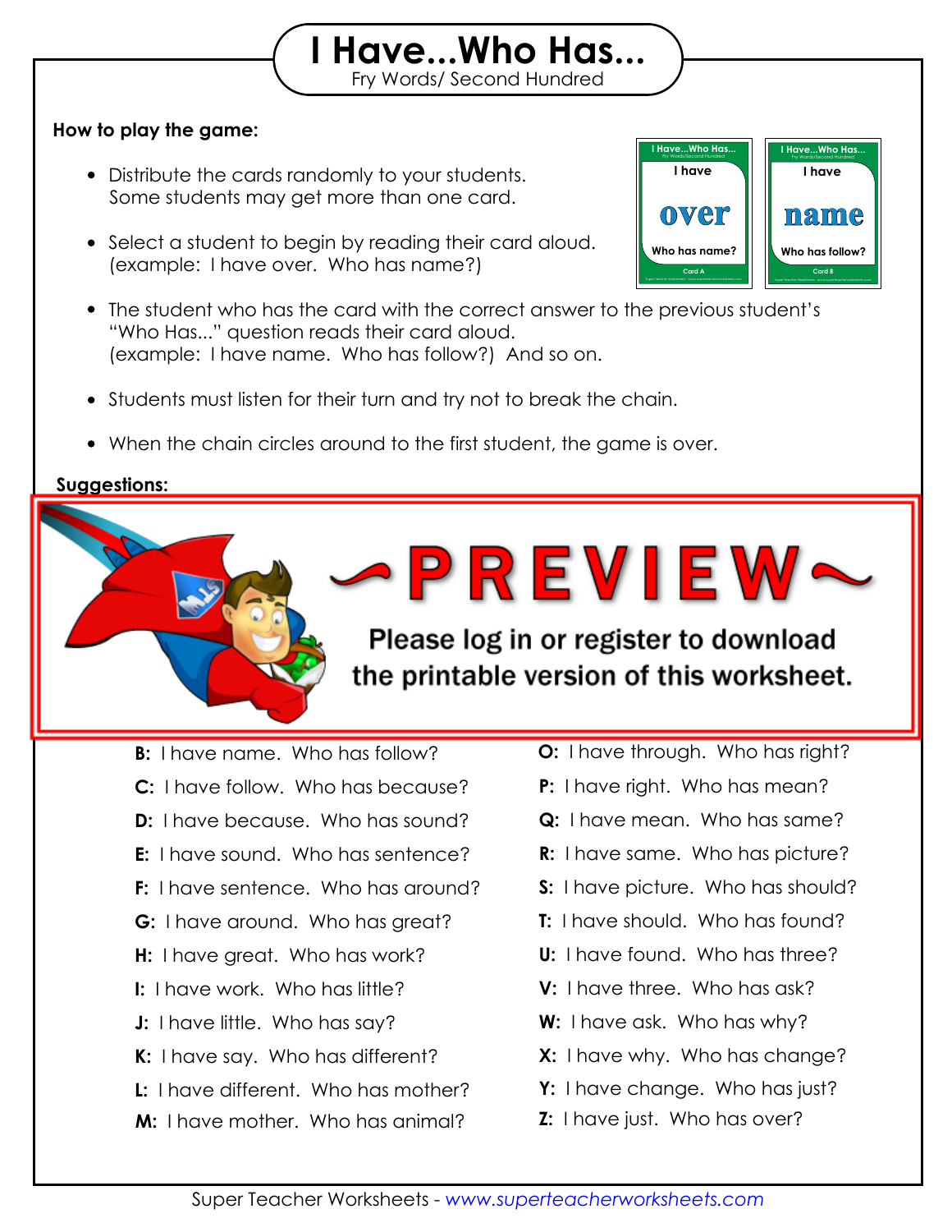# I Have...Who Has...

Fry Words/ Second Hundred

**How to play the game:**

- Distribute the cards randomly to your students. Some students may get more than one card.
- Select a student to begin by reading their card aloud. (example: I have over. Who has name?)
- The student who has the card with the correct answer to the previous student's "Who Has..." question reads their card aloud. (example: I have name. Who has follow?) And so on.
- Students must listen for their turn and try not to break the chain.
- When the chain circles around to the first student, the game is over.

**Suggestions:**

~PREVIEW~

Please log in or register to download the printable version of this worksheet.

**B:** I have name. Who has follow?

**C:** I have follow. Who has because?

**D:** I have because. Who has sound?

**E:** I have sound. Who has sentence?

**F:** I have sentence. Who has around?

**G:** I have around. Who has great?

**H:** I have great. Who has work?

**I:** I have work. Who has little?

**J:** I have little. Who has say?

**K:** I have say. Who has different?

**L:** I have different. Who has mother?

**M:** I have mother. Who has animal?

**O:** I have through. Who has right?

**P:** I have right. Who has mean?

**Q:** I have mean. Who has same?

**R:** I have same. Who has picture?

**S:** I have picture. Who has should?

**T:** I have should. Who has found?

**U:** I have found. Who has three?

**V:** I have three. Who has ask?

**W:** I have ask. Who has why?

**X:** I have why. Who has change?

**Y:** I have change. Who has just?

**Z:** I have just. Who has over?

Super Teacher Worksheets - *www.superteacherworksheets.com*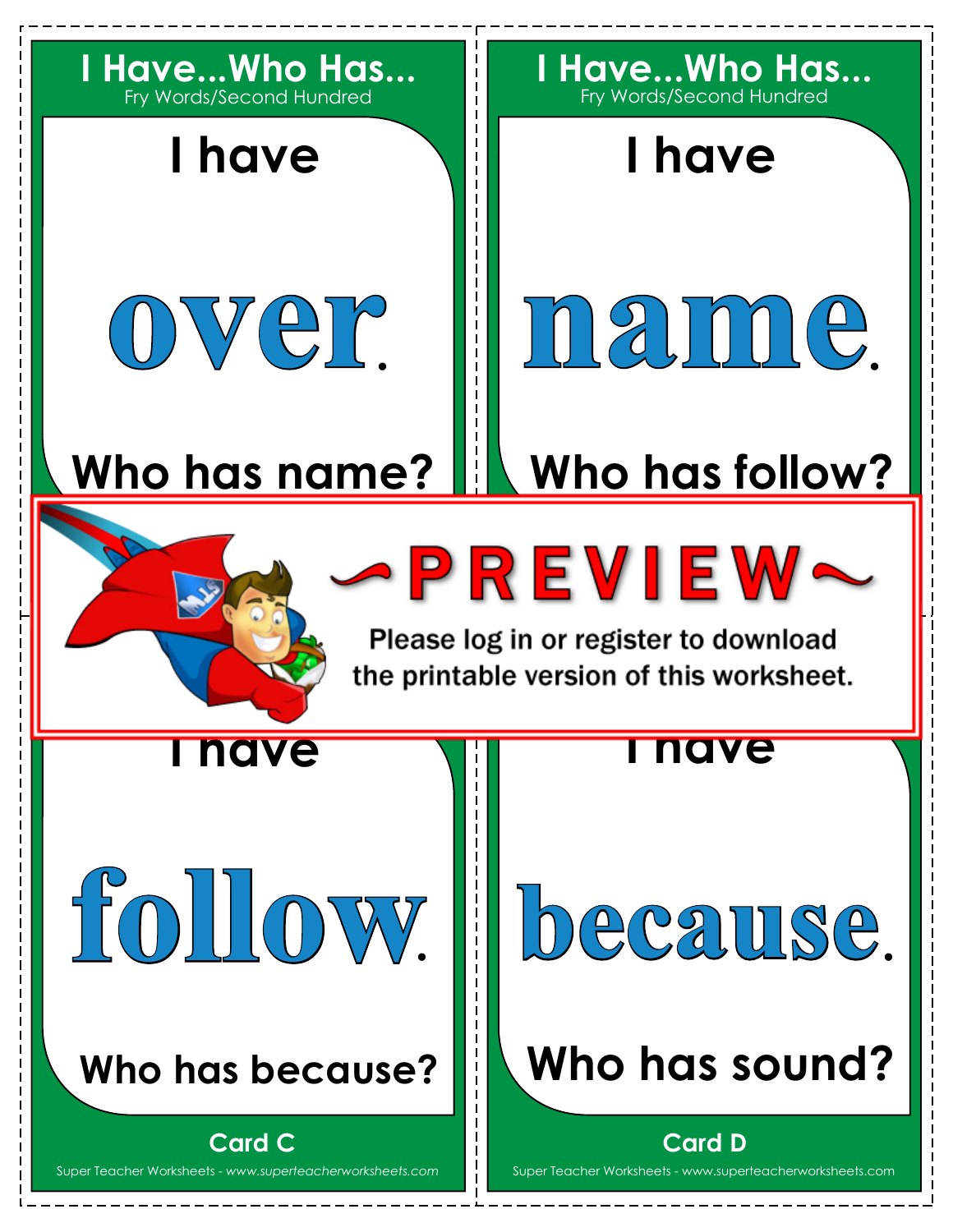## I Have...Who Has...
Fry Words/Second Hundred

I have

**over.**

Who has name?

## I Have...Who Has...
Fry Words/Second Hundred

I have

**name.**

Who has follow?

~PREVIEW~

Please log in or register to download the printable version of this worksheet.

I have

**follow.**

Who has because?

Card C

Super Teacher Worksheets - *www.superteacherworksheets.com*

I have

**because.**

Who has sound?

Card D

Super Teacher Worksheets - www.superteacherworksheets.com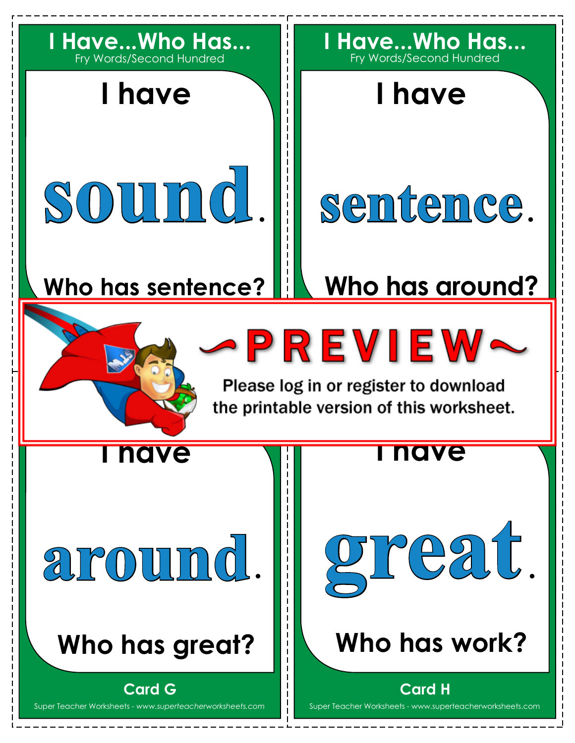## I Have...Who Has...
Fry Words/Second Hundred

I have

**sound**.

Who has sentence?

## I Have...Who Has...
Fry Words/Second Hundred

I have

**sentence**.

Who has around?

~PREVIEW~

Please log in or register to download the printable version of this worksheet.

I have

**around**.

Who has great?

Card G

I have

**great**.

Who has work?

Card H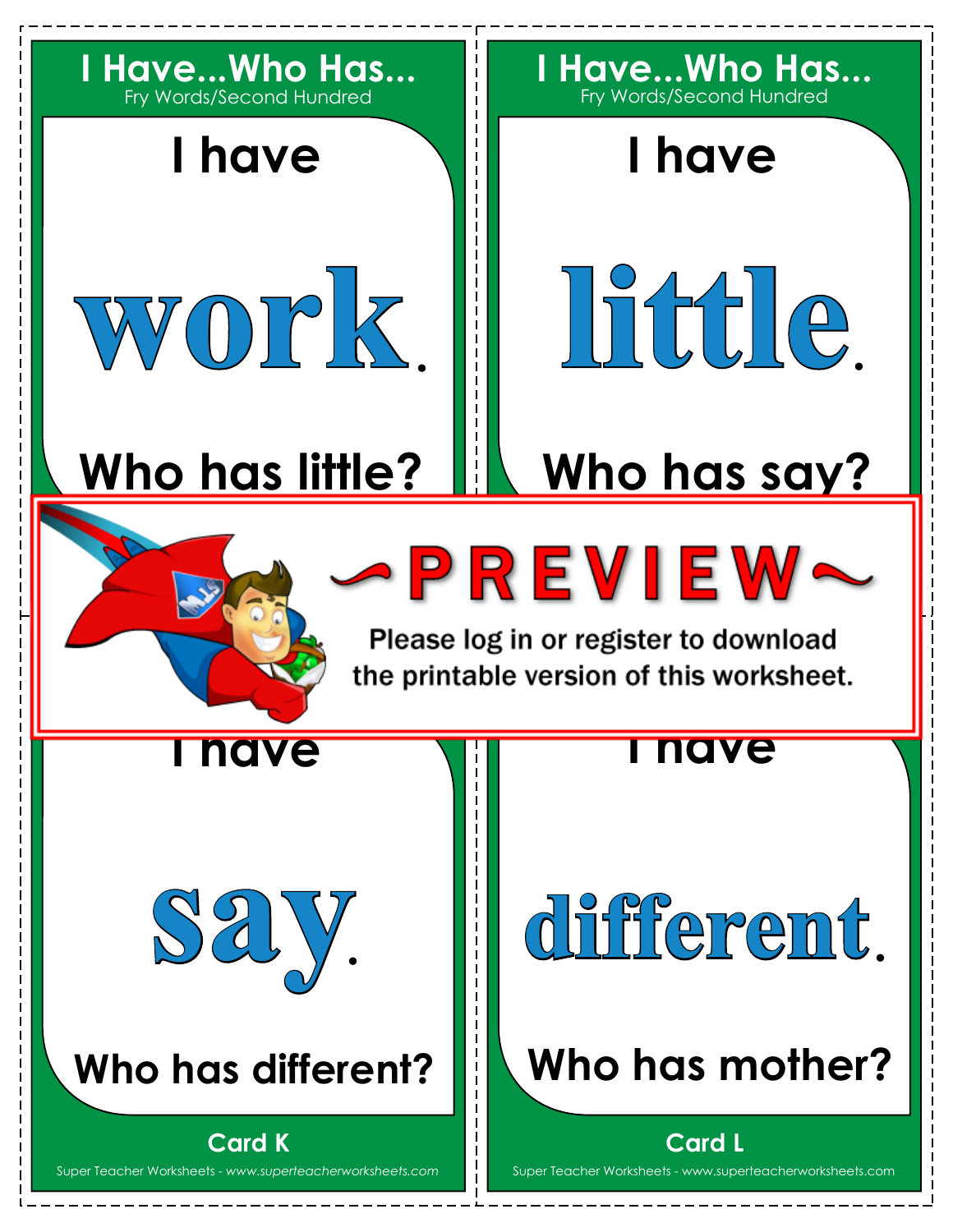## I Have...Who Has...
Fry Words/Second Hundred

I have

**work.**

Who has little?

## I Have...Who Has...
Fry Words/Second Hundred

I have

**little.**

Who has say?

~PREVIEW~

Please log in or register to download the printable version of this worksheet.

I have

**say.**

Who has different?

Card K

I have

**different.**

Who has mother?

Card L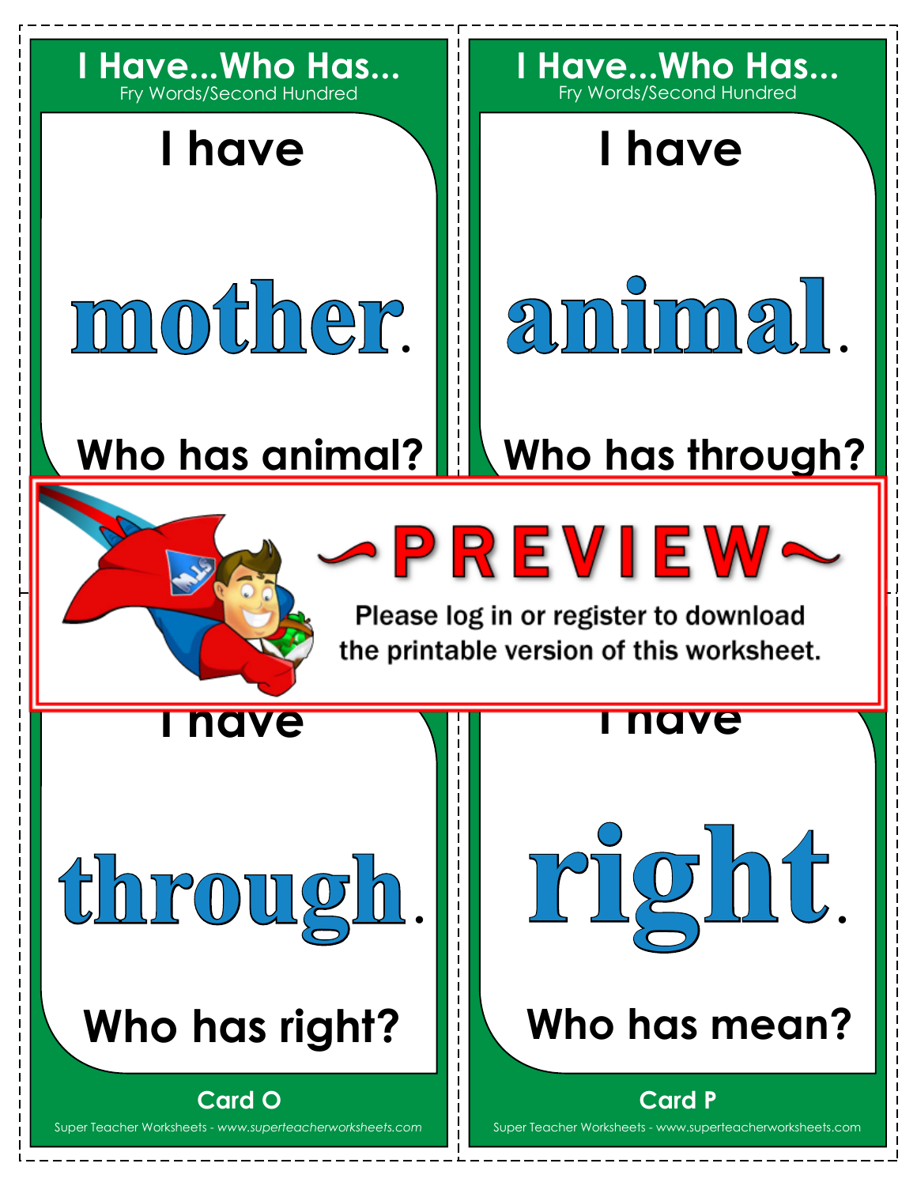## I Have...Who Has...
Fry Words/Second Hundred

I have

**mother.**

Who has animal?

## I Have...Who Has...
Fry Words/Second Hundred

I have

**animal.**

Who has through?

~PREVIEW~

Please log in or register to download the printable version of this worksheet.

I have

**through.**

Who has right?

Card O

I have

**right.**

Who has mean?

Card P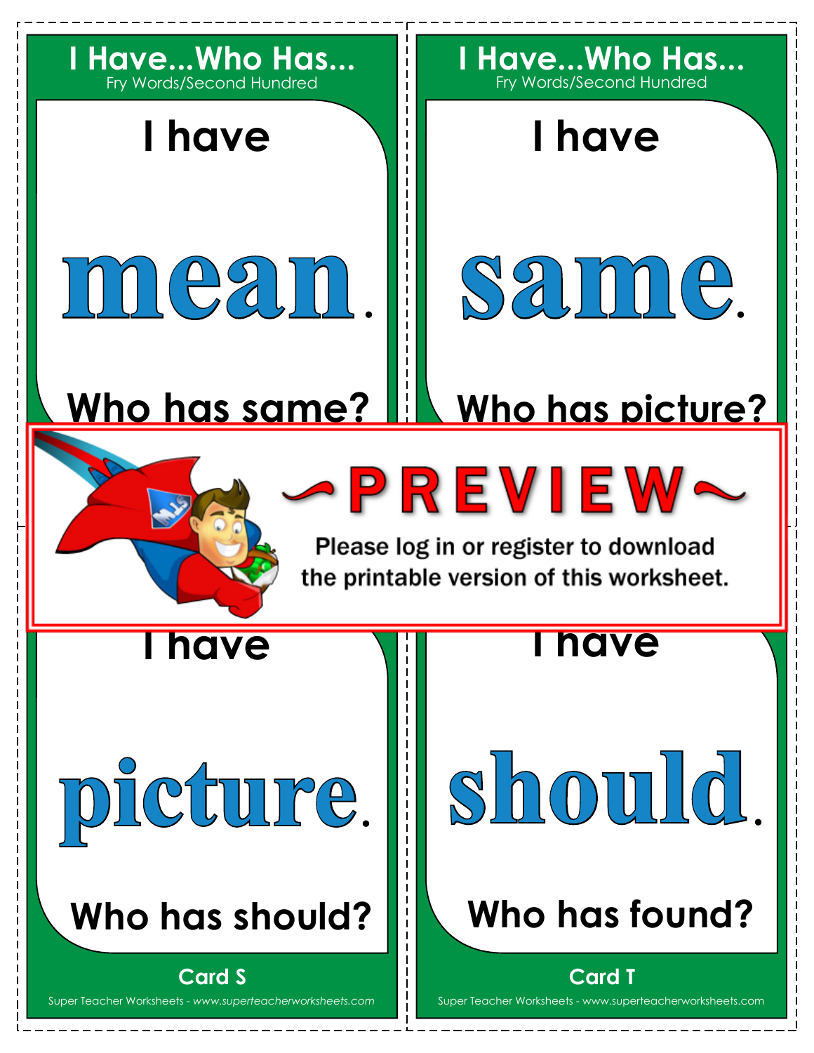## I Have...Who Has...
Fry Words/Second Hundred

I have

# mean.

Who has same?

## I Have...Who Has...
Fry Words/Second Hundred

I have

# same.

Who has picture?

~PREVIEW~

Please log in or register to download the printable version of this worksheet.

I have

# picture.

Who has should?

Card S

Super Teacher Worksheets - *www.superteacherworksheets.com*

I have

# should.

Who has found?

Card T

Super Teacher Worksheets - www.superteacherworksheets.com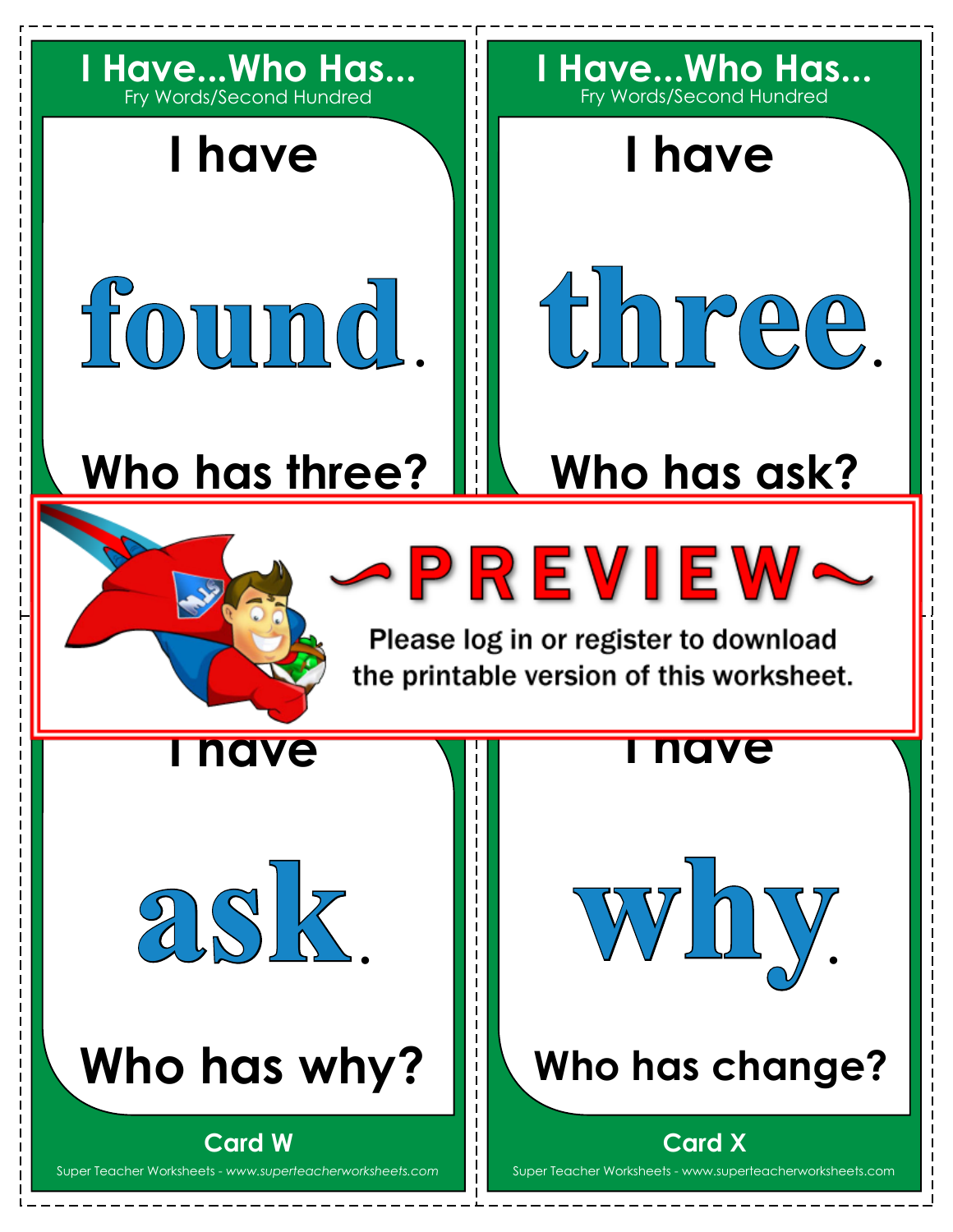## I Have...Who Has...

Fry Words/Second Hundred

I have

**found.**

Who has three?

## I Have...Who Has...

Fry Words/Second Hundred

I have

**three.**

Who has ask?

~PREVIEW~

Please log in or register to download the printable version of this worksheet.

I have

**ask.**

Who has why?

Card W

I have

**why.**

Who has change?

Card X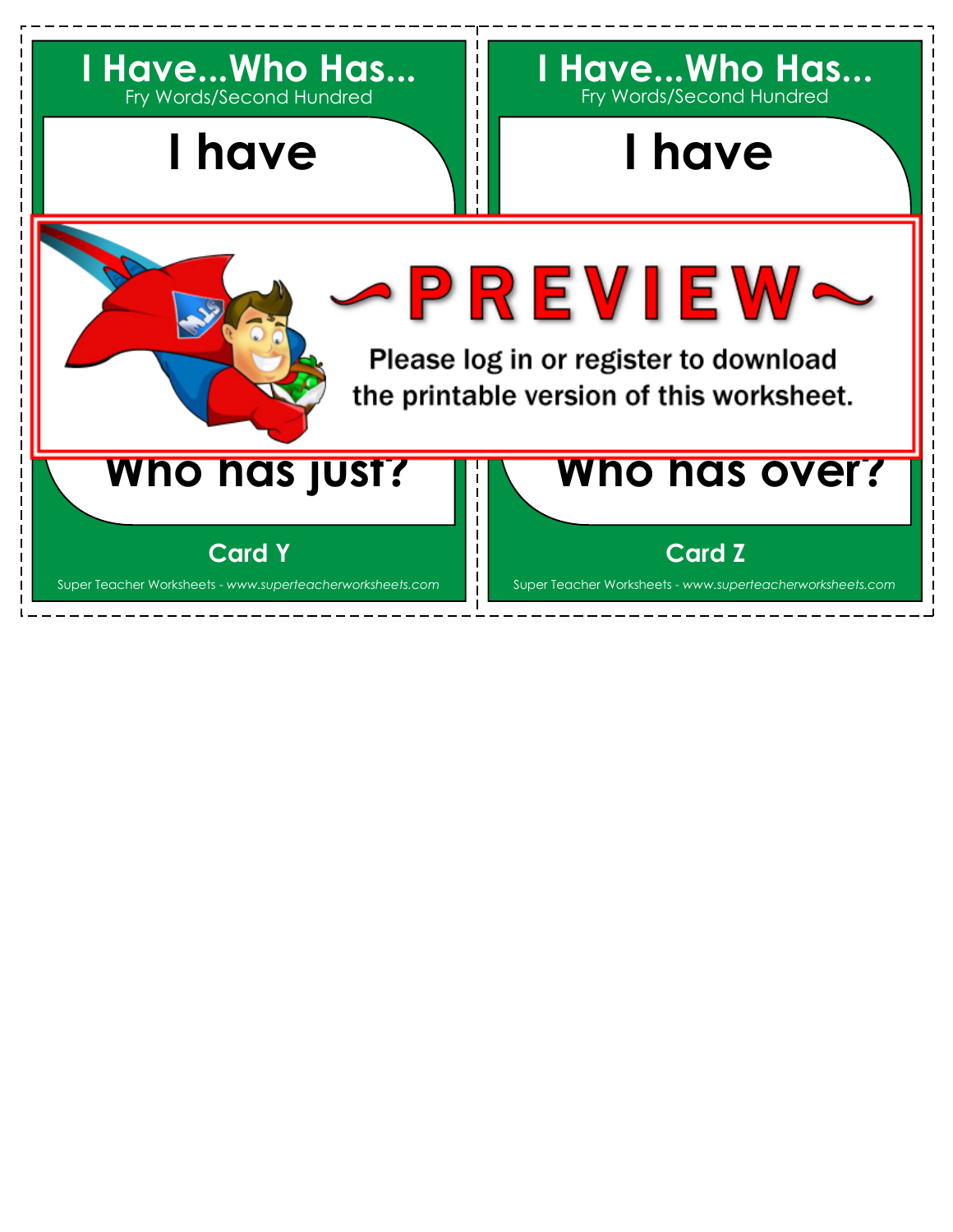## I Have...Who Has...

Fry Words/Second Hundred

# I have

~PREVIEW~

Please log in or register to download the printable version of this worksheet.

# Who has just?

Card Y

Super Teacher Worksheets - *www.superteacherworksheets.com*

## I Have...Who Has...

Fry Words/Second Hundred

# I have

# Who has over?

Card Z

Super Teacher Worksheets - *www.superteacherworksheets.com*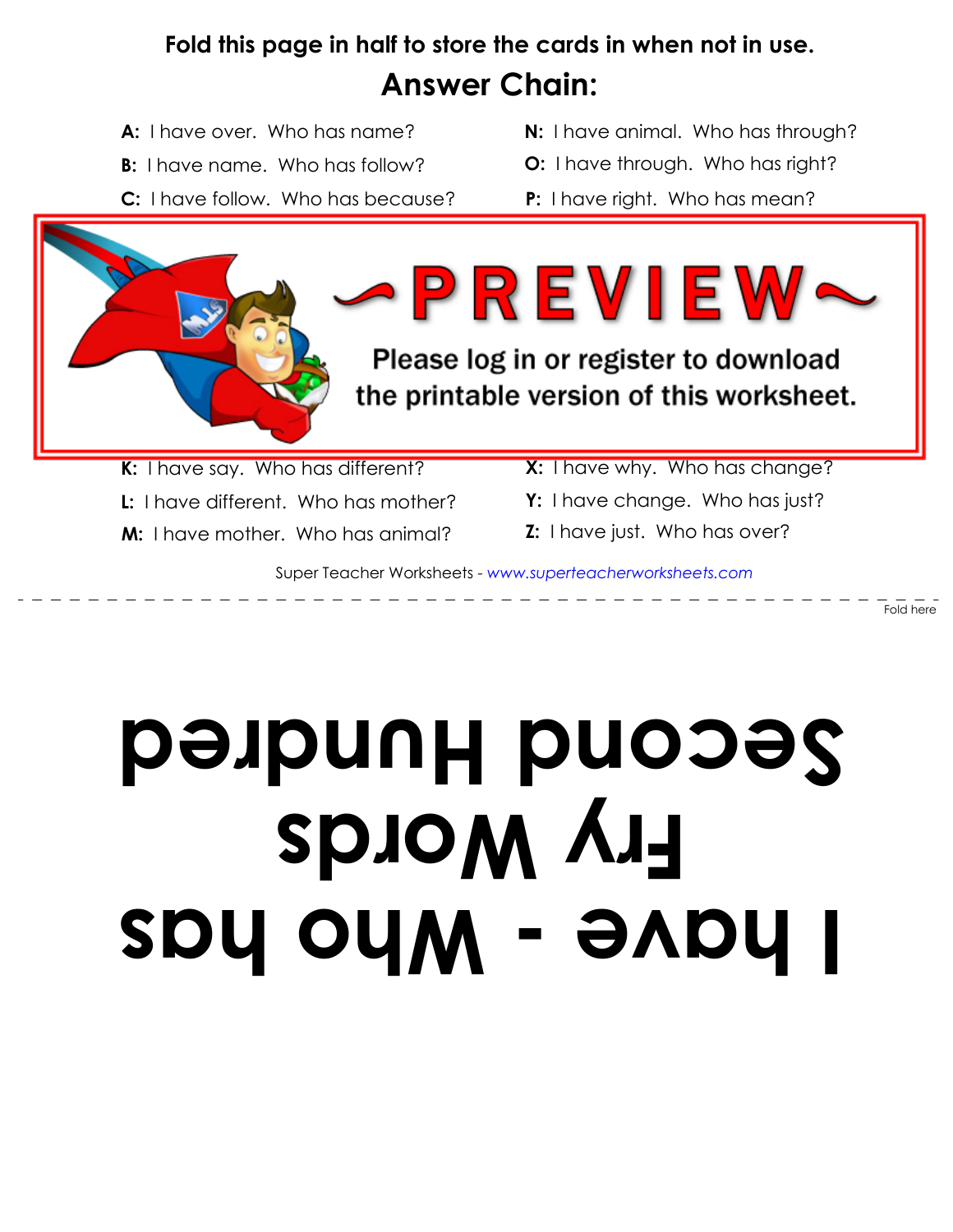**Fold this page in half to store the cards in when not in use.**

## Answer Chain:

**A:** I have over. Who has name?

**B:** I have name. Who has follow?

**C:** I have follow. Who has because?

**N:** I have animal. Who has through?

**O:** I have through. Who has right?

**P:** I have right. Who has mean?

~PREVIEW~

Please log in or register to download the printable version of this worksheet.

**K:** I have say. Who has different?

**L:** I have different. Who has mother?

**M:** I have mother. Who has animal?

**X:** I have why. Who has change?

**Y:** I have change. Who has just?

**Z:** I have just. Who has over?

Super Teacher Worksheets - *www.superteacherworksheets.com*

Fold here

# Second Hundred Fry Words I have - Who has